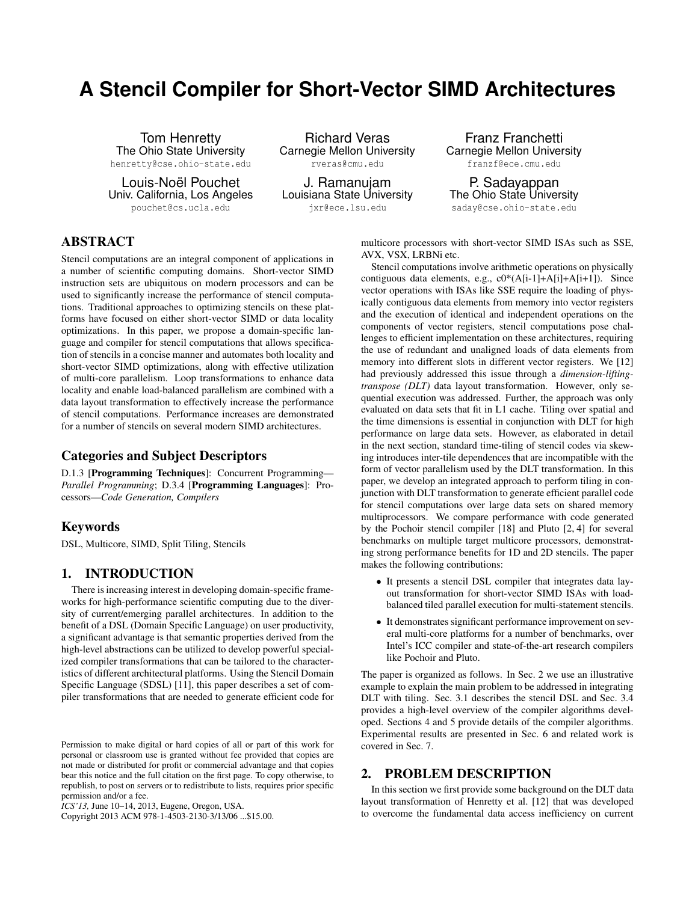# A Stencil Compiler for Short-Vector SIMD Architectures

Tom Henretty
The Ohio State University
henretty@cse.ohio-state.edu

Richard Veras
Carnegie Mellon University
rveras@cmu.edu

Franz Franchetti
Carnegie Mellon University
franzf@ece.cmu.edu

Louis-Noël Pouchet
Univ. California, Los Angeles
pouchet@cs.ucla.edu

J. Ramanujam
Louisiana State University
jxr@ece.lsu.edu

P. Sadayappan
The Ohio State University
saday@cse.ohio-state.edu

## ABSTRACT

Stencil computations are an integral component of applications in a number of scientific computing domains. Short-vector SIMD instruction sets are ubiquitous on modern processors and can be used to significantly increase the performance of stencil computations. Traditional approaches to optimizing stencils on these platforms have focused on either short-vector SIMD or data locality optimizations. In this paper, we propose a domain-specific language and compiler for stencil computations that allows specification of stencils in a concise manner and automates both locality and short-vector SIMD optimizations, along with effective utilization of multi-core parallelism. Loop transformations to enhance data locality and enable load-balanced parallelism are combined with a data layout transformation to effectively increase the performance of stencil computations. Performance increases are demonstrated for a number of stencils on several modern SIMD architectures.

### Categories and Subject Descriptors

D.1.3 [**Programming Techniques**]: Concurrent Programming—*Parallel Programming*; D.3.4 [**Programming Languages**]: Processors—*Code Generation, Compilers*

### Keywords

DSL, Multicore, SIMD, Split Tiling, Stencils

## 1. INTRODUCTION

There is increasing interest in developing domain-specific frameworks for high-performance scientific computing due to the diversity of current/emerging parallel architectures. In addition to the benefit of a DSL (Domain Specific Language) on user productivity, a significant advantage is that semantic properties derived from the high-level abstractions can be utilized to develop powerful specialized compiler transformations that can be tailored to the characteristics of different architectural platforms. Using the Stencil Domain Specific Language (SDSL) [11], this paper describes a set of compiler transformations that are needed to generate efficient code for multicore processors with short-vector SIMD ISAs such as SSE, AVX, VSX, LRBNi etc.

Stencil computations involve arithmetic operations on physically contiguous data elements, e.g., c0*(A[i-1]+A[i]+A[i+1]). Since vector operations with ISAs like SSE require the loading of physically contiguous data elements from memory into vector registers and the execution of identical and independent operations on the components of vector registers, stencil computations pose challenges to efficient implementation on these architectures, requiring the use of redundant and unaligned loads of data elements from memory into different slots in different vector registers. We [12] had previously addressed this issue through a *dimension-lifting-transpose (DLT)* data layout transformation. However, only sequential execution was addressed. Further, the approach was only evaluated on data sets that fit in L1 cache. Tiling over spatial and the time dimensions is essential in conjunction with DLT for high performance on large data sets. However, as elaborated in detail in the next section, standard time-tiling of stencil codes via skewing introduces inter-tile dependences that are incompatible with the form of vector parallelism used by the DLT transformation. In this paper, we develop an integrated approach to perform tiling in conjunction with DLT transformation to generate efficient parallel code for stencil computations over large data sets on shared memory multiprocessors. We compare performance with code generated by the Pochoir stencil compiler [18] and Pluto [2, 4] for several benchmarks on multiple target multicore processors, demonstrating strong performance benefits for 1D and 2D stencils. The paper makes the following contributions:

- It presents a stencil DSL compiler that integrates data layout transformation for short-vector SIMD ISAs with load-balanced tiled parallel execution for multi-statement stencils.
- It demonstrates significant performance improvement on several multi-core platforms for a number of benchmarks, over Intel's ICC compiler and state-of-the-art research compilers like Pochoir and Pluto.

The paper is organized as follows. In Sec. 2 we use an illustrative example to explain the main problem to be addressed in integrating DLT with tiling. Sec. 3.1 describes the stencil DSL and Sec. 3.4 provides a high-level overview of the compiler algorithms developed. Sections 4 and 5 provide details of the compiler algorithms. Experimental results are presented in Sec. 6 and related work is covered in Sec. 7.

## 2. PROBLEM DESCRIPTION

In this section we first provide some background on the DLT data layout transformation of Henretty et al. [12] that was developed to overcome the fundamental data access inefficiency on current

Permission to make digital or hard copies of all or part of this work for personal or classroom use is granted without fee provided that copies are not made or distributed for profit or commercial advantage and that copies bear this notice and the full citation on the first page. To copy otherwise, to republish, to post on servers or to redistribute to lists, requires prior specific permission and/or a fee.
*ICS'13,* June 10–14, 2013, Eugene, Oregon, USA.
Copyright 2013 ACM 978-1-4503-2130-3/13/06 ...$15.00.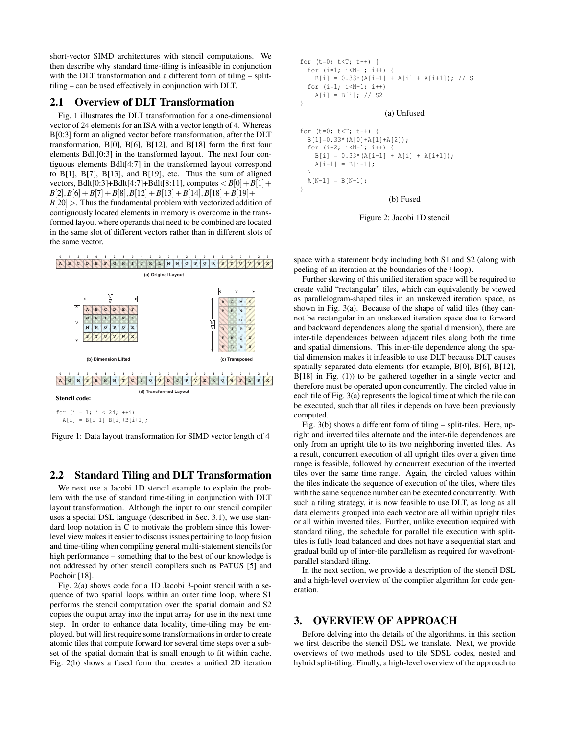short-vector SIMD architectures with stencil computations. We then describe why standard time-tiling is infeasible in conjunction with the DLT transformation and a different form of tiling – split-tiling – can be used effectively in conjunction with DLT.

## 2.1 Overview of DLT Transformation

Fig. 1 illustrates the DLT transformation for a one-dimensional vector of 24 elements for an ISA with a vector length of 4. Whereas B[0:3] form an aligned vector before transformation, after the DLT transformation, B[0], B[6], B[12], and B[18] form the first four elements Bdlt[0:3] in the transformed layout. The next four contiguous elements Bdlt[4:7] in the transformed layout correspond to B[1], B[7], B[13], and B[19], etc. Thus the sum of aligned vectors, Bdlt[0:3]+Bdlt[4:7]+Bdlt[8:11], computes $< B[0]+B[1]+B[2], B[6]+B[7]+B[8], B[12]+B[13]+B[14], B[18]+B[19]+B[20] >$. Thus the fundamental problem with vectorized addition of contiguously located elements in memory is overcome in the transformed layout where operands that need to be combined are located in the same slot of different vectors rather than in different slots of the same vector.

**(a) Original Layout**

**(b) Dimension Lifted**

**(c) Transposed**

**(d) Transformed Layout**

**Stencil code:**

```
for (i = 1; i < 24; ++i)
  A[i] = B[i-1]+B[i]+B[i+1];
```

Figure 1: Data layout transformation for SIMD vector length of 4

## 2.2 Standard Tiling and DLT Transformation

We next use a Jacobi 1D stencil example to explain the problem with the use of standard time-tiling in conjunction with DLT layout transformation. Although the input to our stencil compiler uses a special DSL language (described in Sec. 3.1), we use standard loop notation in C to motivate the problem since this lower-level view makes it easier to discuss issues pertaining to loop fusion and time-tiling when compiling general multi-statement stencils for high performance – something that to the best of our knowledge is not addressed by other stencil compilers such as PATUS [5] and Pochoir [18].

Fig. 2(a) shows code for a 1D Jacobi 3-point stencil with a sequence of two spatial loops within an outer time loop, where S1 performs the stencil computation over the spatial domain and S2 copies the output array into the input array for use in the next time step. In order to enhance data locality, time-tiling may be employed, but will first require some transformations in order to create atomic tiles that compute forward for several time steps over a subset of the spatial domain that is small enough to fit within cache. Fig. 2(b) shows a fused form that creates a unified 2D iteration space with a statement body including both S1 and S2 (along with peeling of an iteration at the boundaries of the *i* loop).

```
for (t=0; t<T; t++) {
  for (i=1; i<N-1; i++) {
    B[i] = 0.33*(A[i-1] + A[i] + A[i+1]); // S1
  for (i=1; i<N-1; i++)
    A[i] = B[i]; // S2
}
```

(a) Unfused

```
for (t=0; t<T; t++) {
  B[1]=0.33*(A[0]+A[1]+A[2]);
  for (i=2; i<N-1; i++) {
    B[i] = 0.33*(A[i-1] + A[i] + A[i+1]);
    A[i-1] = B[i-1];
  }
  A[N-1] = B[N-1];
}
```

(b) Fused

Figure 2: Jacobi 1D stencil

Further skewing of this unified iteration space will be required to create valid "rectangular" tiles, which can equivalently be viewed as parallelogram-shaped tiles in an unskewed iteration space, as shown in Fig. 3(a). Because of the shape of valid tiles (they cannot be rectangular in an unskewed iteration space due to forward and backward dependences along the spatial dimension), there are inter-tile dependences between adjacent tiles along both the time and the spatial dimensions. This inter-tile dependence along the spatial dimension makes it infeasible to use DLT because DLT causes spatially separated data elements (for example, B[0], B[6], B[12], B[18] in Fig. (1)) to be gathered together in a single vector and therefore must be operated upon concurrently. The circled value in each tile of Fig. 3(a) represents the logical time at which the tile can be executed, such that all tiles it depends on have been previously computed.

Fig. 3(b) shows a different form of tiling – split-tiles. Here, upright and inverted tiles alternate and the inter-tile dependences are only from an upright tile to its two neighboring inverted tiles. As a result, concurrent execution of all upright tiles over a given time range is feasible, followed by concurrent execution of the inverted tiles over the same time range. Again, the circled values within the tiles indicate the sequence of execution of the tiles, where tiles with the same sequence number can be executed concurrently. With such a tiling strategy, it is now feasible to use DLT, as long as all data elements grouped into each vector are all within upright tiles or all within inverted tiles. Further, unlike execution required with standard tiling, the schedule for parallel tile execution with split-tiles is fully load balanced and does not have a sequential start and gradual build up of inter-tile parallelism as required for wavefront-parallel standard tiling.

In the next section, we provide a description of the stencil DSL and a high-level overview of the compiler algorithm for code generation.

# 3. OVERVIEW OF APPROACH

Before delving into the details of the algorithms, in this section we first describe the stencil DSL we translate. Next, we provide overviews of two methods used to tile SDSL codes, nested and hybrid split-tiling. Finally, a high-level overview of the approach to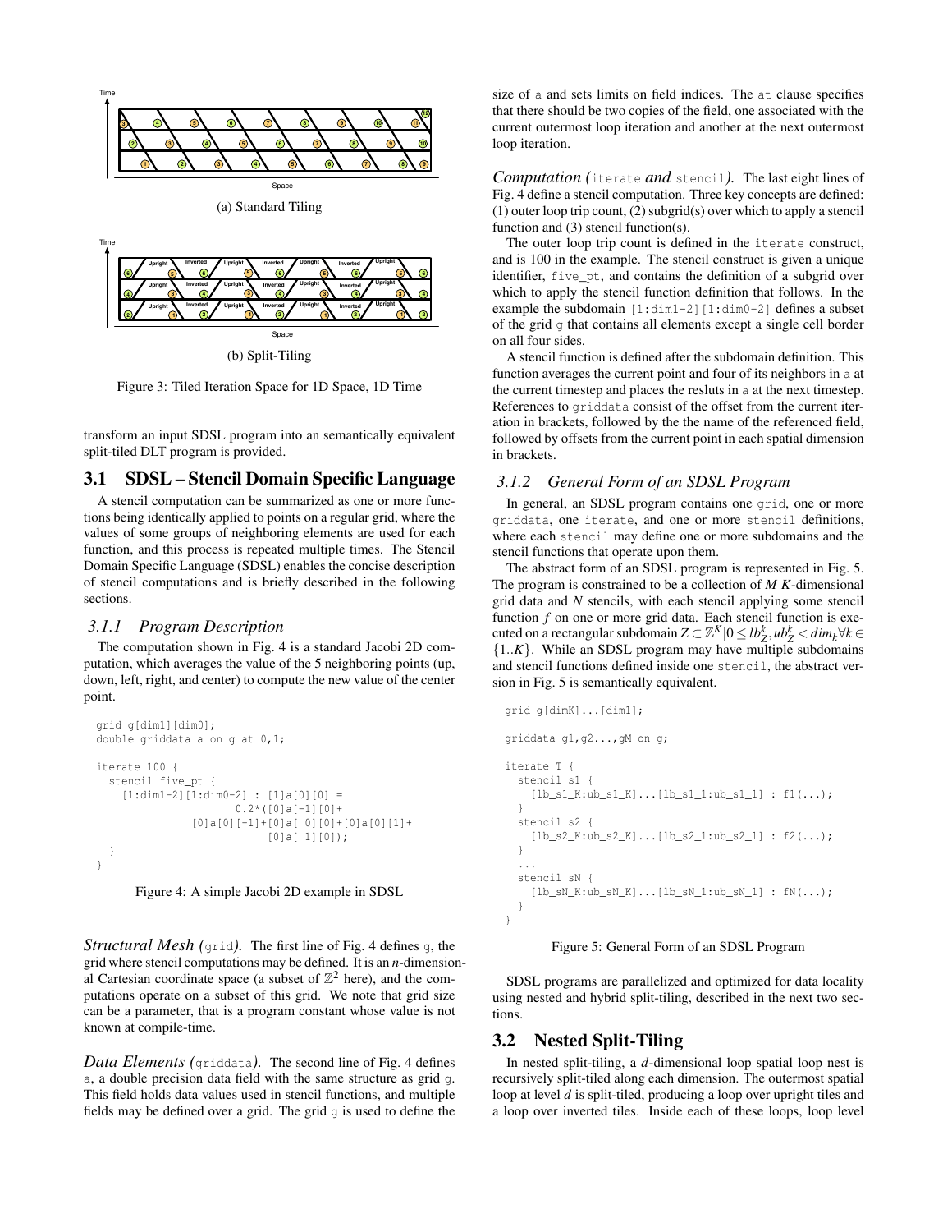(a) Standard Tiling

(b) Split-Tiling

Figure 3: Tiled Iteration Space for 1D Space, 1D Time

transform an input SDSL program into an semantically equivalent split-tiled DLT program is provided.

## 3.1 SDSL – Stencil Domain Specific Language

A stencil computation can be summarized as one or more functions being identically applied to points on a regular grid, where the values of some groups of neighboring elements are used for each function, and this process is repeated multiple times. The Stencil Domain Specific Language (SDSL) enables the concise description of stencil computations and is briefly described in the following sections.

### 3.1.1 Program Description

The computation shown in Fig. 4 is a standard Jacobi 2D computation, which averages the value of the 5 neighboring points (up, down, left, right, and center) to compute the new value of the center point.

```
grid g[dim1][dim0];
double griddata a on g at 0,1;

iterate 100 {
  stencil five_pt {
    [1:dim1-2][1:dim0-2] : [1]a[0][0] =
                        0.2*([0]a[-1][0]+
               [0]a[0][-1]+[0]a[ 0][0]+[0]a[0][1]+
                           [0]a[ 1][0]);
  }
}
```

Figure 4: A simple Jacobi 2D example in SDSL

*Structural Mesh (*`grid`*).* The first line of Fig. 4 defines `g`, the grid where stencil computations may be defined. It is an *n*-dimensional Cartesian coordinate space (a subset of $\mathbb{Z}^2$ here), and the computations operate on a subset of this grid. We note that grid size can be a parameter, that is a program constant whose value is not known at compile-time.

*Data Elements (*`griddata`*).* The second line of Fig. 4 defines `a`, a double precision data field with the same structure as grid `g`. This field holds data values used in stencil functions, and multiple fields may be defined over a grid. The grid `g` is used to define the size of `a` and sets limits on field indices. The `at` clause specifies that there should be two copies of the field, one associated with the current outermost loop iteration and another at the next outermost loop iteration.

*Computation (*`iterate` *and* `stencil`*).* The last eight lines of Fig. 4 define a stencil computation. Three key concepts are defined: (1) outer loop trip count, (2) subgrid(s) over which to apply a stencil function and (3) stencil function(s).

The outer loop trip count is defined in the `iterate` construct, and is 100 in the example. The stencil construct is given a unique identifier, `five_pt`, and contains the definition of a subgrid over which to apply the stencil function definition that follows. In the example the subdomain `[1:dim1-2][1:dim0-2]` defines a subset of the grid `g` that contains all elements except a single cell border on all four sides.

A stencil function is defined after the subdomain definition. This function averages the current point and four of its neighbors in `a` at the current timestep and places the resluts in `a` at the next timestep. References to `griddata` consist of the offset from the current iteration in brackets, followed by the the name of the referenced field, followed by offsets from the current point in each spatial dimension in brackets.

### 3.1.2 General Form of an SDSL Program

In general, an SDSL program contains one `grid`, one or more `griddata`, one `iterate`, and one or more `stencil` definitions, where each `stencil` may define one or more subdomains and the stencil functions that operate upon them.

The abstract form of an SDSL program is represented in Fig. 5. The program is constrained to be a collection of *M* *K*-dimensional grid data and *N* stencils, with each stencil applying some stencil function *f* on one or more grid data. Each stencil function is executed on a rectangular subdomain $Z \subset \mathbb{Z}^K | 0 \leq lb_Z^k, ub_Z^k < dim_k \forall k \in \{1..K\}$. While an SDSL program may have multiple subdomains and stencil functions defined inside one `stencil`, the abstract version in Fig. 5 is semantically equivalent.

```
grid g[dimK]...[dim1];

griddata g1,g2...,gM on g;

iterate T {
  stencil s1 {
    [lb_s1_K:ub_s1_K]...[lb_s1_1:ub_s1_1] : f1(...);
  }
  stencil s2 {
    [lb_s2_K:ub_s2_K]...[lb_s2_1:ub_s2_1] : f2(...);
  }
  ...
  stencil sN {
    [lb_sN_K:ub_sN_K]...[lb_sN_1:ub_sN_1] : fN(...);
  }
}
```

Figure 5: General Form of an SDSL Program

SDSL programs are parallelized and optimized for data locality using nested and hybrid split-tiling, described in the next two sections.

## 3.2 Nested Split-Tiling

In nested split-tiling, a *d*-dimensional loop spatial loop nest is recursively split-tiled along each dimension. The outermost spatial loop at level *d* is split-tiled, producing a loop over upright tiles and a loop over inverted tiles. Inside each of these loops, loop level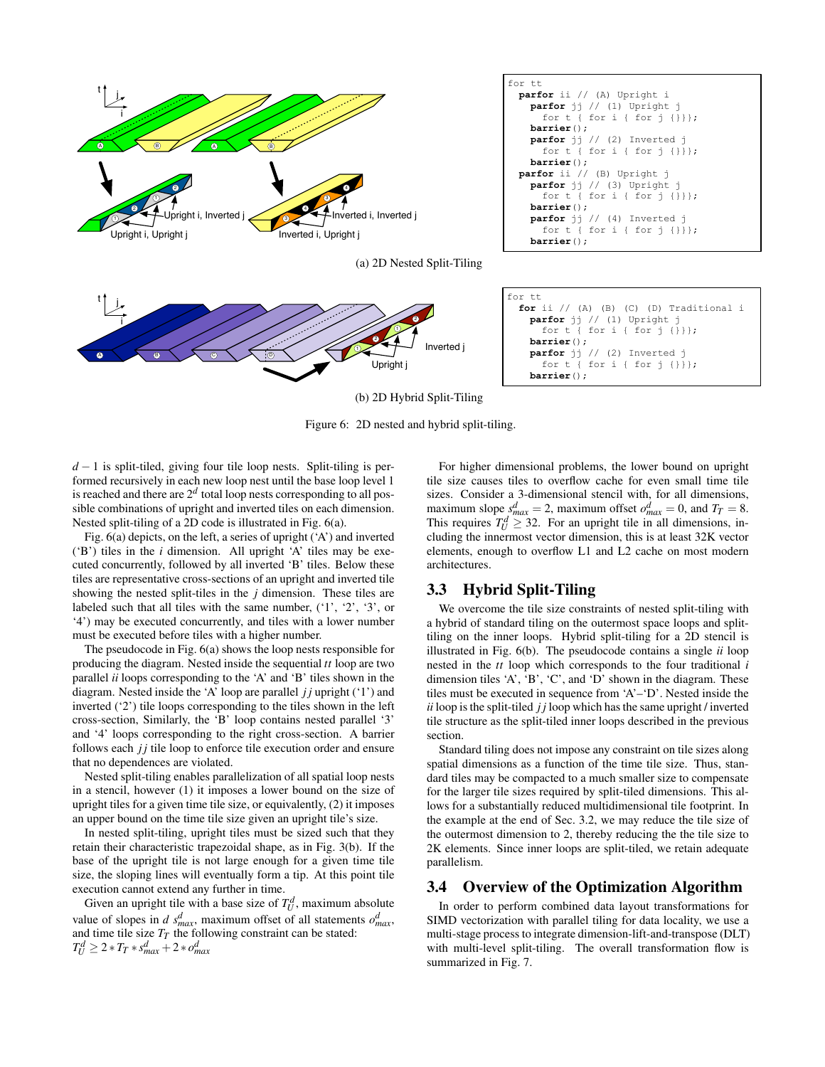```
for tt
  parfor ii // (A) Upright i
    parfor jj // (1) Upright j
      for t { for i { for j {}}};
    barrier();
    parfor jj // (2) Inverted j
      for t { for i { for j {}}};
    barrier();
  parfor ii // (B) Upright j
    parfor jj // (3) Upright j
      for t { for i { for j {}}};
    barrier();
    parfor jj // (4) Inverted j
      for t { for i { for j {}}};
    barrier();
```

(a) 2D Nested Split-Tiling

```
for tt
  for ii // (A) (B) (C) (D) Traditional i
    parfor jj // (1) Upright j
      for t { for i { for j {}}};
    barrier();
    parfor jj // (2) Inverted j
      for t { for i { for j {}}};
    barrier();
```

(b) 2D Hybrid Split-Tiling

Figure 6: 2D nested and hybrid split-tiling.

$d-1$ is split-tiled, giving four tile loop nests. Split-tiling is performed recursively in each new loop nest until the base loop level 1 is reached and there are $2^d$ total loop nests corresponding to all possible combinations of upright and inverted tiles on each dimension. Nested split-tiling of a 2D code is illustrated in Fig. 6(a).

Fig. 6(a) depicts, on the left, a series of upright ('A') and inverted ('B') tiles in the $i$ dimension. All upright 'A' tiles may be executed concurrently, followed by all inverted 'B' tiles. Below these tiles are representative cross-sections of an upright and inverted tile showing the nested split-tiles in the $j$ dimension. These tiles are labeled such that all tiles with the same number, ('1', '2', '3', or '4') may be executed concurrently, and tiles with a lower number must be executed before tiles with a higher number.

The pseudocode in Fig. 6(a) shows the loop nests responsible for producing the diagram. Nested inside the sequential $tt$ loop are two parallel $ii$ loops corresponding to the 'A' and 'B' tiles shown in the diagram. Nested inside the 'A' loop are parallel $jj$ upright ('1') and inverted ('2') tile loops corresponding to the tiles shown in the left cross-section, Similarly, the 'B' loop contains nested parallel '3' and '4' loops corresponding to the right cross-section. A barrier follows each $jj$ tile loop to enforce tile execution order and ensure that no dependences are violated.

Nested split-tiling enables parallelization of all spatial loop nests in a stencil, however (1) it imposes a lower bound on the size of upright tiles for a given time tile size, or equivalently, (2) it imposes an upper bound on the time tile size given an upright tile's size.

In nested split-tiling, upright tiles must be sized such that they retain their characteristic trapezoidal shape, as in Fig. 3(b). If the base of the upright tile is not large enough for a given time tile size, the sloping lines will eventually form a tip. At this point tile execution cannot extend any further in time.

Given an upright tile with a base size of $T_U^d$, maximum absolute value of slopes in $d$ $s_{max}^d$, maximum offset of all statements $o_{max}^d$, and time tile size $T_T$ the following constraint can be stated: $T_U^d \geq 2 * T_T * s_{max}^d + 2 * o_{max}^d$

For higher dimensional problems, the lower bound on upright tile size causes tiles to overflow cache for even small time tile sizes. Consider a 3-dimensional stencil with, for all dimensions, maximum slope $s_{max}^d = 2$, maximum offset $o_{max}^d = 0$, and $T_T = 8$. This requires $T_U^d \geq 32$. For an upright tile in all dimensions, including the innermost vector dimension, this is at least 32K vector elements, enough to overflow L1 and L2 cache on most modern architectures.

## 3.3 Hybrid Split-Tiling

We overcome the tile size constraints of nested split-tiling with a hybrid of standard tiling on the outermost space loops and split-tiling on the inner loops. Hybrid split-tiling for a 2D stencil is illustrated in Fig. 6(b). The pseudocode contains a single $ii$ loop nested in the $tt$ loop which corresponds to the four traditional $i$ dimension tiles 'A', 'B', 'C', and 'D' shown in the diagram. These tiles must be executed in sequence from 'A'–'D'. Nested inside the $ii$ loop is the split-tiled $jj$ loop which has the same upright / inverted tile structure as the split-tiled inner loops described in the previous section.

Standard tiling does not impose any constraint on tile sizes along spatial dimensions as a function of the time tile size. Thus, standard tiles may be compacted to a much smaller size to compensate for the larger tile sizes required by split-tiled dimensions. This allows for a substantially reduced multidimensional tile footprint. In the example at the end of Sec. 3.2, we may reduce the tile size of the outermost dimension to 2, thereby reducing the the tile size to 2K elements. Since inner loops are split-tiled, we retain adequate parallelism.

## 3.4 Overview of the Optimization Algorithm

In order to perform combined data layout transformations for SIMD vectorization with parallel tiling for data locality, we use a multi-stage process to integrate dimension-lift-and-transpose (DLT) with multi-level split-tiling. The overall transformation flow is summarized in Fig. 7.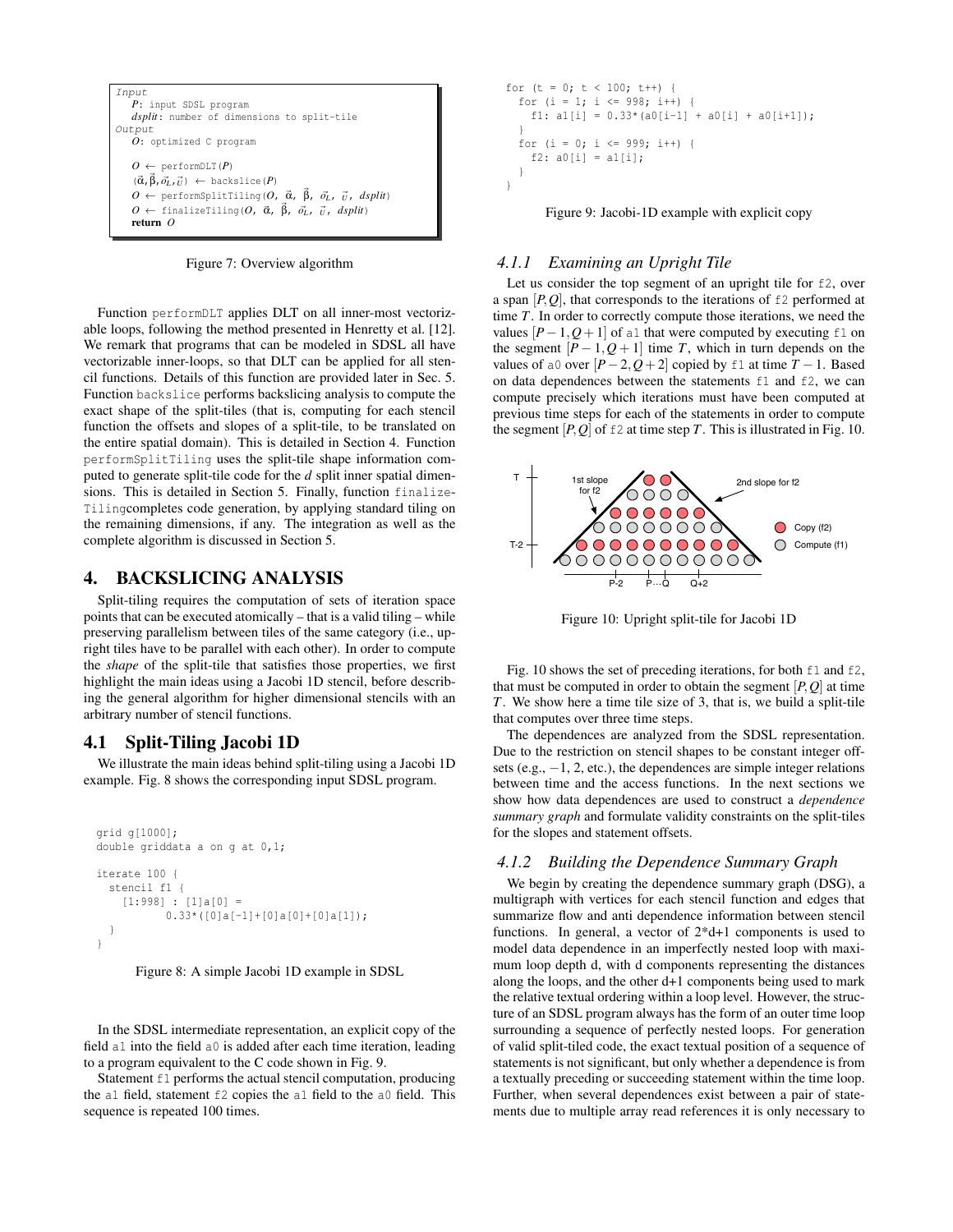```
Input
  P: input SDSL program
  dsplit: number of dimensions to split-tile
Output
  O: optimized C program

  O ← performDLT(P)
  (α⃗, β⃗, o⃗_L, o⃗_U) ← backslice(P)
  O ← performSplitTiling(O, α⃗, β⃗, o⃗_L, o⃗_U, dsplit)
  O ← finalizeTiling(O, α⃗, β⃗, o⃗_L, o⃗_U, dsplit)
  return O
```

Figure 7: Overview algorithm

Function `performDLT` applies DLT on all inner-most vectorizable loops, following the method presented in Henretty et al. [12]. We remark that programs that can be modeled in SDSL all have vectorizable inner-loops, so that DLT can be applied for all stencil functions. Details of this function are provided later in Sec. 5. Function `backslice` performs backslicing analysis to compute the exact shape of the split-tiles (that is, computing for each stencil function the offsets and slopes of a split-tile, to be translated on the entire spatial domain). This is detailed in Section 4. Function `performSplitTiling` uses the split-tile shape information computed to generate split-tile code for the $d$ split inner spatial dimensions. This is detailed in Section 5. Finally, function `finalize-Tiling`completes code generation, by applying standard tiling on the remaining dimensions, if any. The integration as well as the complete algorithm is discussed in Section 5.

# 4. BACKSLICING ANALYSIS

Split-tiling requires the computation of sets of iteration space points that can be executed atomically – that is a valid tiling – while preserving parallelism between tiles of the same category (i.e., upright tiles have to be parallel with each other). In order to compute the *shape* of the split-tile that satisfies those properties, we first highlight the main ideas using a Jacobi 1D stencil, before describing the general algorithm for higher dimensional stencils with an arbitrary number of stencil functions.

## 4.1 Split-Tiling Jacobi 1D

We illustrate the main ideas behind split-tiling using a Jacobi 1D example. Fig. 8 shows the corresponding input SDSL program.

```
grid g[1000];
double griddata a on g at 0,1;

iterate 100 {
  stencil f1 {
    [1:998] : [1]a[0] =
           0.33*([0]a[-1]+[0]a[0]+[0]a[1]);
  }
}
```

Figure 8: A simple Jacobi 1D example in SDSL

In the SDSL intermediate representation, an explicit copy of the field `a1` into the field `a0` is added after each time iteration, leading to a program equivalent to the C code shown in Fig. 9.

Statement `f1` performs the actual stencil computation, producing the `a1` field, statement `f2` copies the `a1` field to the `a0` field. This sequence is repeated 100 times.

```
for (t = 0; t < 100; t++) {
  for (i = 1; i <= 998; i++) {
    f1: a1[i] = 0.33*(a0[i-1] + a0[i] + a0[i+1]);
  }
  for (i = 0; i <= 999; i++) {
    f2: a0[i] = a1[i];
  }
}
```

Figure 9: Jacobi-1D example with explicit copy

### 4.1.1 Examining an Upright Tile

Let us consider the top segment of an upright tile for `f2`, over a span $[P,Q]$, that corresponds to the iterations of `f2` performed at time $T$. In order to correctly compute those iterations, we need the values $[P-1,Q+1]$ of `a1` that were computed by executing `f1` on the segment $[P-1,Q+1]$ time $T$, which in turn depends on the values of `a0` over $[P-2,Q+2]$ copied by `f1` at time $T-1$. Based on data dependences between the statements `f1` and `f2`, we can compute precisely which iterations must have been computed at previous time steps for each of the statements in order to compute the segment $[P,Q]$ of `f2` at time step $T$. This is illustrated in Fig. 10.

Figure 10: Upright split-tile for Jacobi 1D

Fig. 10 shows the set of preceding iterations, for both `f1` and `f2`, that must be computed in order to obtain the segment $[P,Q]$ at time $T$. We show here a time tile size of 3, that is, we build a split-tile that computes over three time steps.

The dependences are analyzed from the SDSL representation. Due to the restriction on stencil shapes to be constant integer offsets (e.g., $-1$, 2, etc.), the dependences are simple integer relations between time and the access functions. In the next sections we show how data dependences are used to construct a *dependence summary graph* and formulate validity constraints on the split-tiles for the slopes and statement offsets.

### 4.1.2 Building the Dependence Summary Graph

We begin by creating the dependence summary graph (DSG), a multigraph with vertices for each stencil function and edges that summarize flow and anti dependence information between stencil functions. In general, a vector of 2*d+1 components is used to model data dependence in an imperfectly nested loop with maximum loop depth d, with d components representing the distances along the loops, and the other d+1 components being used to mark the relative textual ordering within a loop level. However, the structure of an SDSL program always has the form of an outer time loop surrounding a sequence of perfectly nested loops. For generation of valid split-tiled code, the exact textual position of a sequence of statements is not significant, but only whether a dependence is from a textually preceding or succeeding statement within the time loop. Further, when several dependences exist between a pair of statements due to multiple array read references it is only necessary to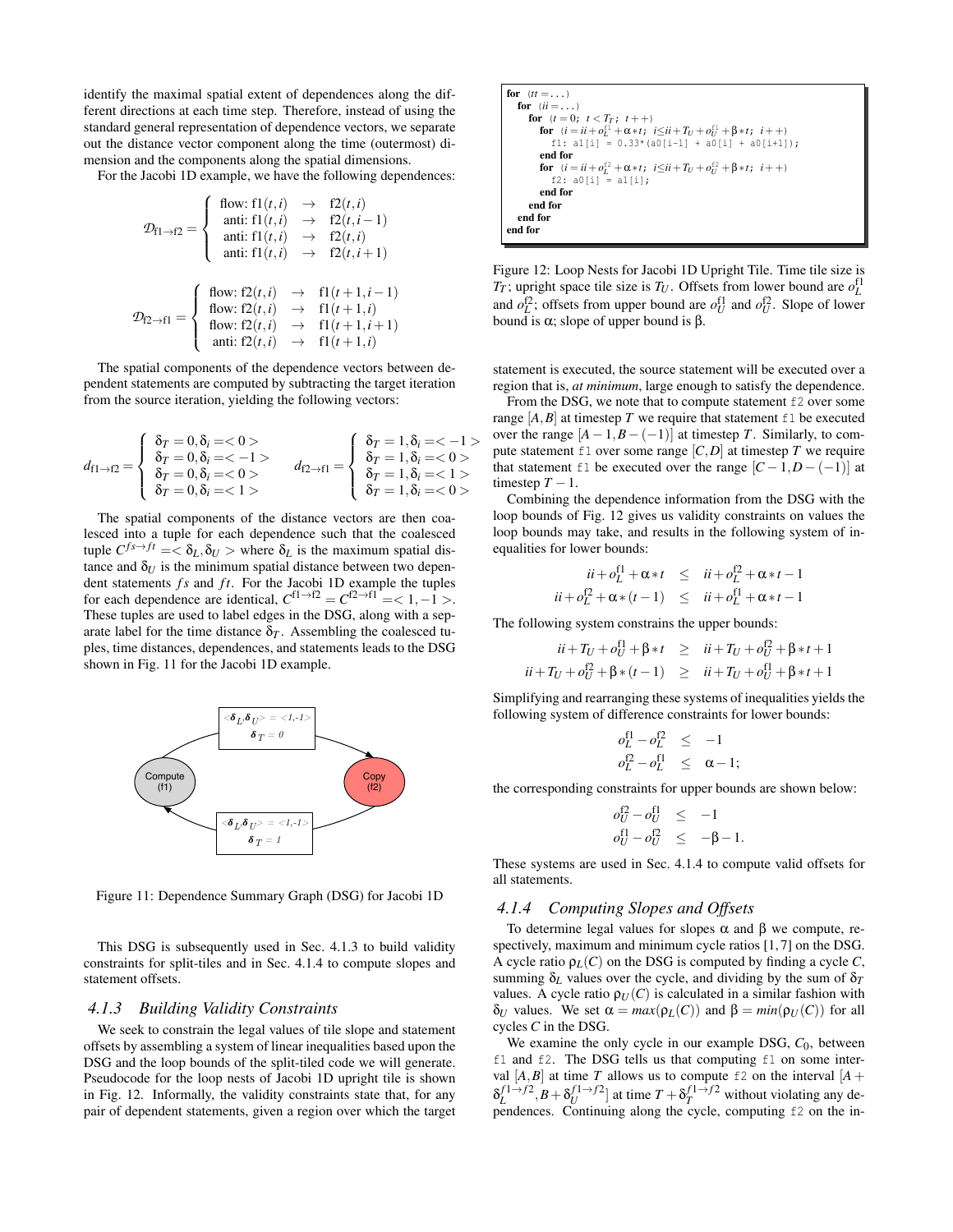identify the maximal spatial extent of dependences along the different directions at each time step. Therefore, instead of using the standard general representation of dependence vectors, we separate out the distance vector component along the time (outermost) dimension and the components along the spatial dimensions.

For the Jacobi 1D example, we have the following dependences:

$$\mathcal{D}_{\text{f1}\to\text{f2}} = \begin{cases} \text{flow: f1}(t,i) & \to & \text{f2}(t,i) \\ \text{anti: f1}(t,i) & \to & \text{f2}(t,i-1) \\ \text{anti: f1}(t,i) & \to & \text{f2}(t,i) \\ \text{anti: f1}(t,i) & \to & \text{f2}(t,i+1) \end{cases}$$

$$\mathcal{D}_{\text{f2}\to\text{f1}} = \begin{cases} \text{flow: f2}(t,i) & \to & \text{f1}(t+1,i-1) \\ \text{flow: f2}(t,i) & \to & \text{f1}(t+1,i) \\ \text{flow: f2}(t,i) & \to & \text{f1}(t+1,i+1) \\ \text{anti: f2}(t,i) & \to & \text{f1}(t+1,i) \end{cases}$$

The spatial components of the dependence vectors between dependent statements are computed by subtracting the target iteration from the source iteration, yielding the following vectors:

$$d_{\text{f1}\to\text{f2}} = \begin{cases} \delta_T = 0, \delta_i = <0> \\ \delta_T = 0, \delta_i = <-1> \\ \delta_T = 0, \delta_i = <0> \\ \delta_T = 0, \delta_i = <1> \end{cases} \qquad d_{\text{f2}\to\text{f1}} = \begin{cases} \delta_T = 1, \delta_i = <-1> \\ \delta_T = 1, \delta_i = <0> \\ \delta_T = 1, \delta_i = <1> \\ \delta_T = 1, \delta_i = <0> \end{cases}$$

The spatial components of the distance vectors are then coalesced into a tuple for each dependence such that the coalesced tuple $C^{fs\to ft} = <\delta_L, \delta_U>$ where $\delta_L$ is the maximum spatial distance and $\delta_U$ is the minimum spatial distance between two dependent statements $fs$ and $ft$. For the Jacobi 1D example the tuples for each dependence are identical, $C^{\text{f1}\to\text{f2}} = C^{\text{f2}\to\text{f1}} = <1,-1>$. These tuples are used to label edges in the DSG, along with a separate label for the time distance $\delta_T$. Assembling the coalesced tuples, time distances, dependences, and statements leads to the DSG shown in Fig. 11 for the Jacobi 1D example.

Figure 11: Dependence Summary Graph (DSG) for Jacobi 1D

This DSG is subsequently used in Sec. 4.1.3 to build validity constraints for split-tiles and in Sec. 4.1.4 to compute slopes and statement offsets.

### 4.1.3 Building Validity Constraints

We seek to constrain the legal values of tile slope and statement offsets by assembling a system of linear inequalities based upon the DSG and the loop bounds of the split-tiled code we will generate. Pseudocode for the loop nests of Jacobi 1D upright tile is shown in Fig. 12. Informally, the validity constraints state that, for any pair of dependent statements, given a region over which the target statement is executed, the source statement will be executed over a region that is, *at minimum*, large enough to satisfy the dependence.

```
for (tt = ...)
  for (ii = ...)
    for (t = 0; t < T_T; t++)
      for (i = ii + o_L^f1 + α*t; i <= ii + T_U + o_U^f1 + β*t; i++)
        f1: a1[i] = 0.33*(a0[i-1] + a0[i] + a0[i+1]);
      end for
      for (i = ii + o_L^f2 + α*t; i <= ii + T_U + o_U^f2 + β*t; i++)
        f2: a0[i] = a1[i];
      end for
    end for
  end for
end for
```

Figure 12: Loop Nests for Jacobi 1D Upright Tile. Time tile size is $T_T$; upright space tile size is $T_U$. Offsets from lower bound are $o_L^{\text{f1}}$ and $o_L^{\text{f2}}$; offsets from upper bound are $o_U^{\text{f1}}$ and $o_U^{\text{f2}}$. Slope of lower bound is $\alpha$; slope of upper bound is $\beta$.

From the DSG, we note that to compute statement f2 over some range $[A,B]$ at timestep $T$ we require that statement f1 be executed over the range $[A-1, B-(-1)]$ at timestep $T$. Similarly, to compute statement f1 over some range $[C,D]$ at timestep $T$ we require that statement f1 be executed over the range $[C-1, D-(-1)]$ at timestep $T-1$.

Combining the dependence information from the DSG with the loop bounds of Fig. 12 gives us validity constraints on values the loop bounds may take, and results in the following system of inequalities for lower bounds:

$$\begin{aligned} ii + o_L^{\text{f1}} + \alpha * t &\leq ii + o_L^{\text{f2}} + \alpha * t - 1 \\ ii + o_L^{\text{f2}} + \alpha * (t-1) &\leq ii + o_L^{\text{f1}} + \alpha * t - 1 \end{aligned}$$

The following system constrains the upper bounds:

$$\begin{aligned} ii + T_U + o_U^{\text{f1}} + \beta * t &\geq ii + T_U + o_U^{\text{f2}} + \beta * t + 1 \\ ii + T_U + o_U^{\text{f2}} + \beta * (t-1) &\geq ii + T_U + o_U^{\text{f1}} + \beta * t + 1 \end{aligned}$$

Simplifying and rearranging these systems of inequalities yields the following system of difference constraints for lower bounds:

$$\begin{aligned} o_L^{\text{f1}} - o_L^{\text{f2}} &\leq -1 \\ o_L^{\text{f2}} - o_L^{\text{f1}} &\leq \alpha - 1; \end{aligned}$$

the corresponding constraints for upper bounds are shown below:

$$\begin{aligned} o_U^{\text{f2}} - o_U^{\text{f1}} &\leq -1 \\ o_U^{\text{f1}} - o_U^{\text{f2}} &\leq -\beta - 1. \end{aligned}$$

These systems are used in Sec. 4.1.4 to compute valid offsets for all statements.

### 4.1.4 Computing Slopes and Offsets

To determine legal values for slopes $\alpha$ and $\beta$ we compute, respectively, maximum and minimum cycle ratios [1, 7] on the DSG. A cycle ratio $\rho_L(C)$ on the DSG is computed by finding a cycle $C$, summing $\delta_L$ values over the cycle, and dividing by the sum of $\delta_T$ values. A cycle ratio $\rho_U(C)$ is calculated in a similar fashion with $\delta_U$ values. We set $\alpha = max(\rho_L(C))$ and $\beta = min(\rho_U(C))$ for all cycles $C$ in the DSG.

We examine the only cycle in our example DSG, $C_0$, between f1 and f2. The DSG tells us that computing f1 on some interval $[A,B]$ at time $T$ allows us to compute f2 on the interval $[A+\delta_L^{f1\to f2}, B+\delta_U^{f1\to f2}]$ at time $T+\delta_T^{f1\to f2}$ without violating any dependences. Continuing along the cycle, computing f2 on the in-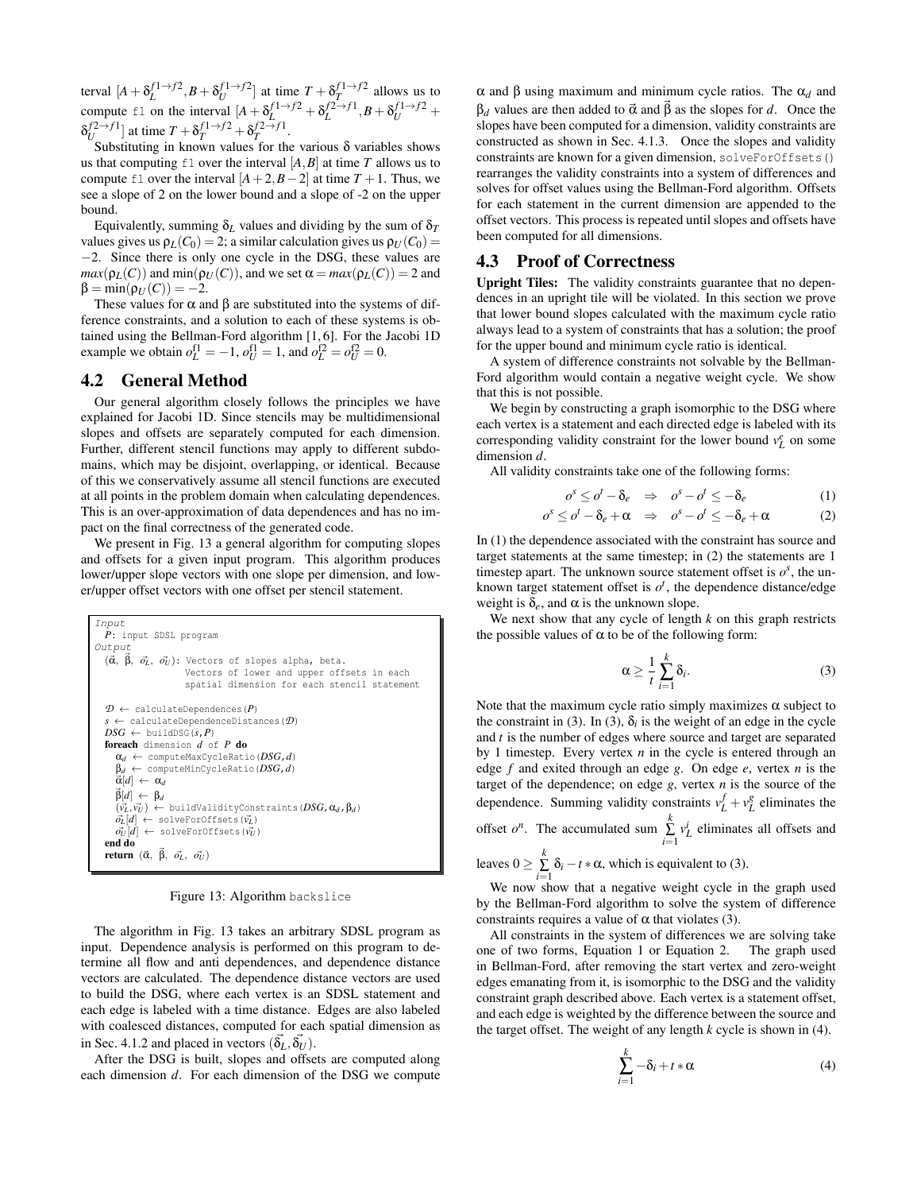terval $[A+\delta_L^{f1\to f2}, B+\delta_U^{f1\to f2}]$ at time $T+\delta_T^{f1\to f2}$ allows us to compute `f1` on the interval $[A+\delta_L^{f1\to f2}+\delta_L^{f2\to f1}, B+\delta_U^{f1\to f2}+\delta_U^{f2\to f1}]$ at time $T+\delta_T^{f1\to f2}+\delta_T^{f2\to f1}$.

Substituting in known values for the various $\delta$ variables shows us that computing `f1` over the interval $[A,B]$ at time $T$ allows us to compute `f1` over the interval $[A+2, B-2]$ at time $T+1$. Thus, we see a slope of 2 on the lower bound and a slope of -2 on the upper bound.

Equivalently, summing $\delta_L$ values and dividing by the sum of $\delta_T$ values gives us $\rho_L(C_0) = 2$; a similar calculation gives us $\rho_U(C_0) = -2$. Since there is only one cycle in the DSG, these values are $max(\rho_L(C))$ and $\min(\rho_U(C))$, and we set $\alpha = max(\rho_L(C)) = 2$ and $\beta = \min(\rho_U(C)) = -2$.

These values for $\alpha$ and $\beta$ are substituted into the systems of difference constraints, and a solution to each of these systems is obtained using the Bellman-Ford algorithm [1, 6]. For the Jacobi 1D example we obtain $o_L^{f1} = -1$, $o_U^{f1} = 1$, and $o_L^{f2} = o_U^{f2} = 0$.

## 4.2 General Method

Our general algorithm closely follows the principles we have explained for Jacobi 1D. Since stencils may be multidimensional slopes and offsets are separately computed for each dimension. Further, different stencil functions may apply to different subdomains, which may be disjoint, overlapping, or identical. Because of this we conservatively assume all stencil functions are executed at all points in the problem domain when calculating dependences. This is an over-approximation of data dependences and has no impact on the final correctness of the generated code.

We present in Fig. 13 a general algorithm for computing slopes and offsets for a given input program. This algorithm produces lower/upper slope vectors with one slope per dimension, and lower/upper offset vectors with one offset per stencil statement.

```
Input
  P: input SDSL program
Output
  (α⃗, β⃗, o⃗_L, o⃗_U): Vectors of slopes alpha, beta.
                     Vectors of lower and upper offsets in each
                     spatial dimension for each stencil statement

  D ← calculateDependences(P)
  s ← calculateDependenceDistances(D)
  DSG ← buildDSG(s, P)
  foreach dimension d of P do
    α_d ← computeMaxCycleRatio(DSG, d)
    β_d ← computeMinCycleRatio(DSG, d)
    α⃗[d] ← α_d
    β⃗[d] ← β_d
    (v⃗_L, v⃗_U) ← buildValidityConstraints(DSG, α_d, β_d)
    o⃗_L[d] ← solveForOffsets(v⃗_L)
    o⃗_U[d] ← solveForOffsets(v⃗_U)
  end do
  return (α⃗, β⃗, o⃗_L, o⃗_U)
```

Figure 13: Algorithm `backslice`

The algorithm in Fig. 13 takes an arbitrary SDSL program as input. Dependence analysis is performed on this program to determine all flow and anti dependences, and dependence distance vectors are calculated. The dependence distance vectors are used to build the DSG, where each vertex is an SDSL statement and each edge is labeled with a time distance. Edges are also labeled with coalesced distances, computed for each spatial dimension as in Sec. 4.1.2 and placed in vectors $(\vec{\delta_L}, \vec{\delta_U})$.

After the DSG is built, slopes and offsets are computed along each dimension $d$. For each dimension of the DSG we compute $\alpha$ and $\beta$ using maximum and minimum cycle ratios. The $\alpha_d$ and $\beta_d$ values are then added to $\vec{\alpha}$ and $\vec{\beta}$ as the slopes for $d$. Once the slopes have been computed for a dimension, validity constraints are constructed as shown in Sec. 4.1.3. Once the slopes and validity constraints are known for a given dimension, `solveForOffsets()` rearranges the validity constraints into a system of differences and solves for offset values using the Bellman-Ford algorithm. Offsets for each statement in the current dimension are appended to the offset vectors. This process is repeated until slopes and offsets have been computed for all dimensions.

## 4.3 Proof of Correctness

**Upright Tiles:** The validity constraints guarantee that no dependences in an upright tile will be violated. In this section we prove that lower bound slopes calculated with the maximum cycle ratio always lead to a system of constraints that has a solution; the proof for the upper bound and minimum cycle ratio is identical.

A system of difference constraints not solvable by the Bellman-Ford algorithm would contain a negative weight cycle. We show that this is not possible.

We begin by constructing a graph isomorphic to the DSG where each vertex is a statement and each directed edge is labeled with its corresponding validity constraint for the lower bound $v_L^e$ on some dimension $d$.

All validity constraints take one of the following forms:

$$o^s \le o^t - \delta_e \;\Rightarrow\; o^s - o^t \le -\delta_e \tag{1}$$

$$o^s \le o^t - \delta_e + \alpha \;\Rightarrow\; o^s - o^t \le -\delta_e + \alpha \tag{2}$$

In (1) the dependence associated with the constraint has source and target statements at the same timestep; in (2) the statements are 1 timestep apart. The unknown source statement offset is $o^s$, the unknown target statement offset is $o^t$, the dependence distance/edge weight is $\delta_e$, and $\alpha$ is the unknown slope.

We next show that any cycle of length $k$ on this graph restricts the possible values of $\alpha$ to be of the following form:

$$\alpha \ge \frac{1}{t}\sum_{i=1}^{k}\delta_i. \tag{3}$$

Note that the maximum cycle ratio simply maximizes $\alpha$ subject to the constraint in (3). In (3), $\delta_i$ is the weight of an edge in the cycle and $t$ is the number of edges where source and target are separated by 1 timestep. Every vertex $n$ in the cycle is entered through an edge $f$ and exited through an edge $g$. On edge $e$, vertex $n$ is the target of the dependence; on edge $g$, vertex $n$ is the source of the dependence. Summing validity constraints $v_L^f + v_L^g$ eliminates the offset $o^n$. The accumulated sum $\sum_{i=1}^{k} v_L^i$ eliminates all offsets and leaves $0 \ge \sum_{i=1}^{k}\delta_i - t*\alpha$, which is equivalent to (3).

We now show that a negative weight cycle in the graph used by the Bellman-Ford algorithm to solve the system of difference constraints requires a value of $\alpha$ that violates (3).

All constraints in the system of differences we are solving take one of two forms, Equation 1 or Equation 2. The graph used in Bellman-Ford, after removing the start vertex and zero-weight edges emanating from it, is isomorphic to the DSG and the validity constraint graph described above. Each vertex is a statement offset, and each edge is weighted by the difference between the source and the target offset. The weight of any length $k$ cycle is shown in (4).

$$\sum_{i=1}^{k} -\delta_i + t*\alpha \tag{4}$$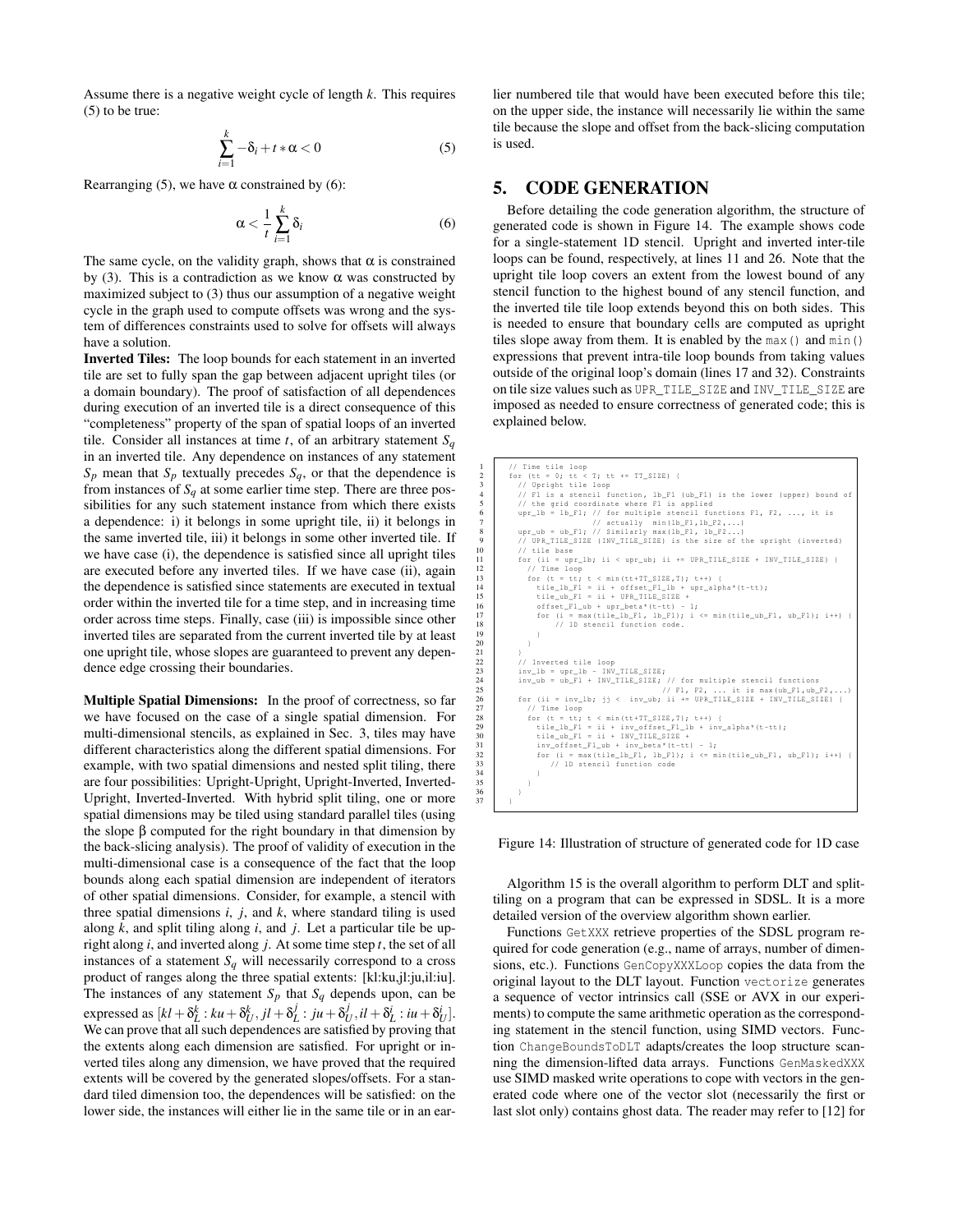Assume there is a negative weight cycle of length $k$. This requires (5) to be true:

$$\sum_{i=1}^{k} -\delta_i + t * \alpha < 0 \tag{5}$$

Rearranging (5), we have $\alpha$ constrained by (6):

$$\alpha < \frac{1}{t} \sum_{i=1}^{k} \delta_i \tag{6}$$

The same cycle, on the validity graph, shows that $\alpha$ is constrained by (3). This is a contradiction as we know $\alpha$ was constructed by maximized subject to (3) thus our assumption of a negative weight cycle in the graph used to compute offsets was wrong and the system of differences constraints used to solve for offsets will always have a solution.

**Inverted Tiles:** The loop bounds for each statement in an inverted tile are set to fully span the gap between adjacent upright tiles (or a domain boundary). The proof of satisfaction of all dependences during execution of an inverted tile is a direct consequence of this "completeness" property of the span of spatial loops of an inverted tile. Consider all instances at time $t$, of an arbitrary statement $S_q$ in an inverted tile. Any dependence on instances of any statement $S_p$ mean that $S_p$ textually precedes $S_q$, or that the dependence is from instances of $S_q$ at some earlier time step. There are three possibilities for any such statement instance from which there exists a dependence: i) it belongs in some upright tile, ii) it belongs in the same inverted tile, iii) it belongs in some other inverted tile. If we have case (i), the dependence is satisfied since all upright tiles are executed before any inverted tiles. If we have case (ii), again the dependence is satisfied since statements are executed in textual order within the inverted tile for a time step, and in increasing time order across time steps. Finally, case (iii) is impossible since other inverted tiles are separated from the current inverted tile by at least one upright tile, whose slopes are guaranteed to prevent any dependence edge crossing their boundaries.

**Multiple Spatial Dimensions:** In the proof of correctness, so far we have focused on the case of a single spatial dimension. For multi-dimensional stencils, as explained in Sec. 3, tiles may have different characteristics along the different spatial dimensions. For example, with two spatial dimensions and nested split tiling, there are four possibilities: Upright-Upright, Upright-Inverted, Inverted-Upright, Inverted-Inverted. With hybrid split tiling, one or more spatial dimensions may be tiled using standard parallel tiles (using the slope $\beta$ computed for the right boundary in that dimension by the back-slicing analysis). The proof of validity of execution in the multi-dimensional case is a consequence of the fact that the loop bounds along each spatial dimension are independent of iterators of other spatial dimensions. Consider, for example, a stencil with three spatial dimensions $i$, $j$, and $k$, where standard tiling is used along $k$, and split tiling along $i$, and $j$. Let a particular tile be upright along $i$, and inverted along $j$. At some time step $t$, the set of all instances of a statement $S_q$ will necessarily correspond to a cross product of ranges along the three spatial extents: [kl:ku,jl:ju,il:iu]. The instances of any statement $S_p$ that $S_q$ depends upon, can be expressed as $[kl+\delta_L^k : ku+\delta_U^k, jl+\delta_L^j : ju+\delta_U^j, il+\delta_L^i : iu+\delta_U^i]$. We can prove that all such dependences are satisfied by proving that the extents along each dimension are satisfied. For upright or inverted tiles along any dimension, we have proved that the required extents will be covered by the generated slopes/offsets. For a standard tiled dimension too, the dependences will be satisfied: on the lower side, the instances will either lie in the same tile or in an earlier numbered tile that would have been executed before this tile; on the upper side, the instance will necessarily lie within the same tile because the slope and offset from the back-slicing computation is used.

## 5. CODE GENERATION

Before detailing the code generation algorithm, the structure of generated code is shown in Figure 14. The example shows code for a single-statement 1D stencil. Upright and inverted inter-tile loops can be found, respectively, at lines 11 and 26. Note that the upright tile loop covers an extent from the lowest bound of any stencil function to the highest bound of any stencil function, and the inverted tile tile loop extends beyond this on both sides. This is needed to ensure that boundary cells are computed as upright tiles slope away from them. It is enabled by the max() and min() expressions that prevent intra-tile loop bounds from taking values outside of the original loop's domain (lines 17 and 32). Constraints on tile size values such as UPR_TILE_SIZE and INV_TILE_SIZE are imposed as needed to ensure correctness of generated code; this is explained below.

```
1   // Time tile loop
2   for (tt = 0; tt < T; tt += TT_SIZE) {
3     // Upright tile loop
4     // F1 is a stencil function, lb_F1 (ub_F1) is the lower (upper) bound of
5     // the grid coordinate where F1 is applied
6     upr_lb = lb_F1; // for multiple stencil functions F1, F2, ..., it is
7                     // actually  min(lb_F1,lb_F2,...)
8     upr_ub = ub_F1; // Similarly max(lb_F1, lb_F2...)
9     // UPR_TILE_SIZE (INV_TILE_SIZE) is the size of the upright (inverted)
10    // tile base
11    for (ii = upr_lb; ii < upr_ub; ii += UPR_TILE_SIZE + INV_TILE_SIZE) {
12      // Time loop
13      for (t = tt; t < min(tt+TT_SIZE,T); t++) {
14        tile_lb_F1 = ii + offset_F1_lb + upr_alpha*(t-tt);
15        tile_ub_F1 = ii + UPR_TILE_SIZE +
16        offset_F1_ub + upr_beta*(t-tt) - 1;
17        for (i = max(tile_lb_F1, lb_F1); i <= min(tile_ub_F1, ub_F1); i++) {
18            // 1D stencil function code.
19        }
20      }
21    }
22    // Inverted tile loop
23    inv_lb = upr_lb - INV_TILE_SIZE;
24    inv_ub = ub_F1 + INV_TILE_SIZE; // for multiple stencil functions
25                                    // F1, F2, ... it is max(ub_F1,ub_F2,...)
26    for (ii = inv_lb; jj <  inv_ub; ii += UPR_TILE_SIZE + INV_TILE_SIZE) {
27      // Time loop
28      for (t = tt; t < min(tt+TT_SIZE,T); t++) {
29        tile_lb_F1 = ii + inv_offset_F1_lb + inv_alpha*(t-tt);
30        tile_ub_F1 = ii + INV_TILE_SIZE +
31        inv_offset_F1_ub + inv_beta*(t-tt) - 1;
32        for (i = max(tile_lb_F1, lb_F1); i <= min(tile_ub_F1, ub_F1); i++) {
33          // 1D stencil function code
34        }
35      }
36    }
37  }
```

Figure 14: Illustration of structure of generated code for 1D case

Algorithm 15 is the overall algorithm to perform DLT and split-tiling on a program that can be expressed in SDSL. It is a more detailed version of the overview algorithm shown earlier.

Functions GetXXX retrieve properties of the SDSL program required for code generation (e.g., name of arrays, number of dimensions, etc.). Functions GenCopyXXXLoop copies the data from the original layout to the DLT layout. Function vectorize generates a sequence of vector intrinsics call (SSE or AVX in our experiments) to compute the same arithmetic operation as the corresponding statement in the stencil function, using SIMD vectors. Function ChangeBoundsToDLT adapts/creates the loop structure scanning the dimension-lifted data arrays. Functions GenMaskedXXX use SIMD masked write operations to cope with vectors in the generated code where one of the vector slot (necessarily the first or last slot only) contains ghost data. The reader may refer to [12] for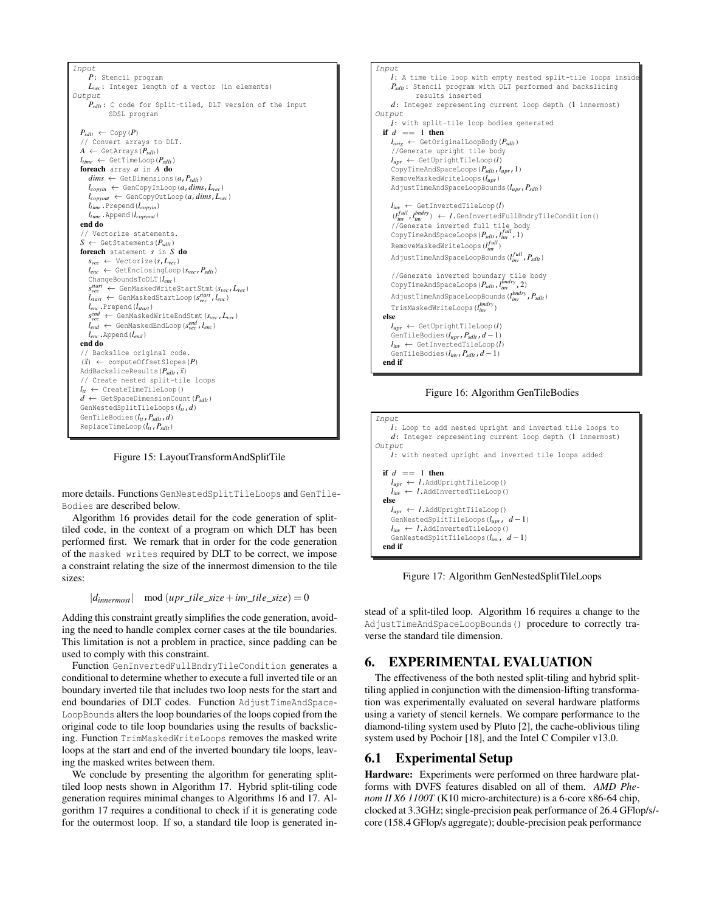```
Input
    P: Stencil program
    L_vec: Integer length of a vector (in elements)
Output
    P_sdlt: C code for Split-tiled, DLT version of the input
            SDSL program

  P_sdlt ← Copy(P)
  // Convert arrays to DLT.
  A ← GetArrays(P_sdlt)
  l_time ← GetTimeLoop(P_sdlt)
  foreach array a in A do
    dims ← GetDimensions(a, P_sdlt)
    l_copyin ← GenCopyInLoop(a, dims, L_vec)
    l_copyout ← GenCopyOutLoop(a, dims, L_vec)
    l_time.Prepend(l_copyin)
    l_time.Append(l_copyout)
  end do
  // Vectorize statements.
  S ← GetStatements(P_sdlt)
  foreach statement s in S do
    s_vec ← Vectorize(s, L_vec)
    l_enc ← GetEnclosingLoop(s_vec, P_sdlt)
    ChangeBoundsToDLT(l_enc)
    s_vec^start ← GenMaskedWriteStartStmt(s_vec, L_vec)
    l_start ← GenMaskedStartLoop(s_vec^start, l_enc)
    l_enc.Prepend(l_start)
    s_vec^end ← GenMaskedWriteEndStmt(s_vec, L_vec)
    l_end ← GenMaskedEndLoop(s_vec^end, l_enc)
    l_enc.Append(l_end)
  end do
  // Backslice original code.
  (x⃗) ← computeOffsetSlopes(P)
  AddBacksliceResults(P_sdlt, x⃗)
  // Create nested split-tile loops
  l_tt ← CreateTimeTileLoop()
  d ← GetSpaceDimensionCount(P_sdlt)
  GenNestedSplitTileLoops(l_tt, d)
  GenTileBodies(l_tt, P_sdlt, d)
  ReplaceTimeLoop(l_tt, P_sdlt)
```

Figure 15: LayoutTransformAndSplitTile

more details. Functions GenNestedSplitTileLoops and GenTileBodies are described below.

Algorithm 16 provides detail for the code generation of split-tiled code, in the context of a program on which DLT has been performed first. We remark that in order for the code generation of the masked writes required by DLT to be correct, we impose a constraint relating the size of the innermost dimension to the tile sizes:

$$|d_{innermost}| \mod (upr\_tile\_size + inv\_tile\_size) = 0$$

Adding this constraint greatly simplifies the code generation, avoiding the need to handle complex corner cases at the tile boundaries. This limitation is not a problem in practice, since padding can be used to comply with this constraint.

Function GenInvertedFullBndryTileCondition generates a conditional to determine whether to execute a full inverted tile or an boundary inverted tile that includes two loop nests for the start and end boundaries of DLT codes. Function AdjustTimeAndSpaceLoopBounds alters the loop boundaries of the loops copied from the original code to tile loop boundaries using the results of backslicing. Function TrimMaskedWriteLoops removes the masked write loops at the start and end of the inverted boundary tile loops, leaving the masked writes between them.

We conclude by presenting the algorithm for generating split-tiled loop nests shown in Algorithm 17. Hybrid split-tiling code generation requires minimal changes to Algorithms 16 and 17. Algorithm 17 requires a conditional to check if it is generating code for the outermost loop. If so, a standard tile loop is generated instead of a split-tiled loop. Algorithm 16 requires a change to the AdjustTimeAndSpaceLoopBounds() procedure to correctly traverse the standard tile dimension.

```
Input
    l: A time tile loop with empty nested split-tile loops inside
    P_sdlt: Stencil program with DLT performed and backslicing
            results inserted
    d: Integer representing current loop depth (1 innermost)
Output
    l: with split-tile loop bodies generated
  if d == 1 then
    l_orig ← GetOriginalLoopBody(P_sdlt)
    //Generate upright tile body
    l_upr ← GetUprightTileLoop(l)
    CopyTimeAndSpaceLoops(P_sdlt, l_upr, 1)
    RemoveMaskedWriteLoops(l_upr)
    AdjustTimeAndSpaceLoopBounds(l_upr, P_sdlt)

    l_inv ← GetInvertedTileLoop(l)
    (l_inv^full, l_inv^bndry) ← l.GenInvertedFullBndryTileCondition()
    //Generate inverted full tile body
    CopyTimeAndSpaceLoops(P_sdlt, l_inv^full, 1)
    RemoveMaskedWriteLoops(l_inv^full)
    AdjustTimeAndSpaceLoopBounds(l_inv^full, P_sdlt)

    //Generate inverted boundary tile body
    CopyTimeAndSpaceLoops(P_sdlt, l_inv^bndry, 2)
    AdjustTimeAndSpaceLoopBounds(l_inv^bndry, P_sdlt)
    TrimMaskedWriteLoops(l_inv^bndry)
  else
    l_upr ← GetUprightTileLoop(l)
    GenTileBodies(l_upr, P_sdlt, d − 1)
    l_inv ← GetInvertedTileLoop(l)
    GenTileBodies(l_inv, P_sdlt, d − 1)
  end if
```

Figure 16: Algorithm GenTileBodies

```
Input
    l: Loop to add nested upright and inverted tile loops to
    d: Integer representing current loop depth (1 innermost)
Output
    l: with nested upright and inverted tile loops added

  if d == 1 then
    l_upr ← l.AddUprightTileLoop()
    l_inv ← l.AddInvertedTileLoop()
  else
    l_upr ← l.AddUprightTileLoop()
    GenNestedSplitTileLoops(l_upr, d − 1)
    l_inv ← l.AddInvertedTileLoop()
    GenNestedSplitTileLoops(l_inv, d − 1)
  end if
```

Figure 17: Algorithm GenNestedSplitTileLoops

## 6. EXPERIMENTAL EVALUATION

The effectiveness of the both nested split-tiling and hybrid split-tiling applied in conjunction with the dimension-lifting transformation was experimentally evaluated on several hardware platforms using a variety of stencil kernels. We compare performance to the diamond-tiling system used by Pluto [2], the cache-oblivious tiling system used by Pochoir [18], and the Intel C Compiler v13.0.

## 6.1 Experimental Setup

**Hardware:** Experiments were performed on three hardware platforms with DVFS features disabled on all of them. *AMD Phenom II X6 1100T* (K10 micro-architecture) is a 6-core x86-64 chip, clocked at 3.3GHz; single-precision peak performance of 26.4 GFlop/s/-core (158.4 GFlop/s aggregate); double-precision peak performance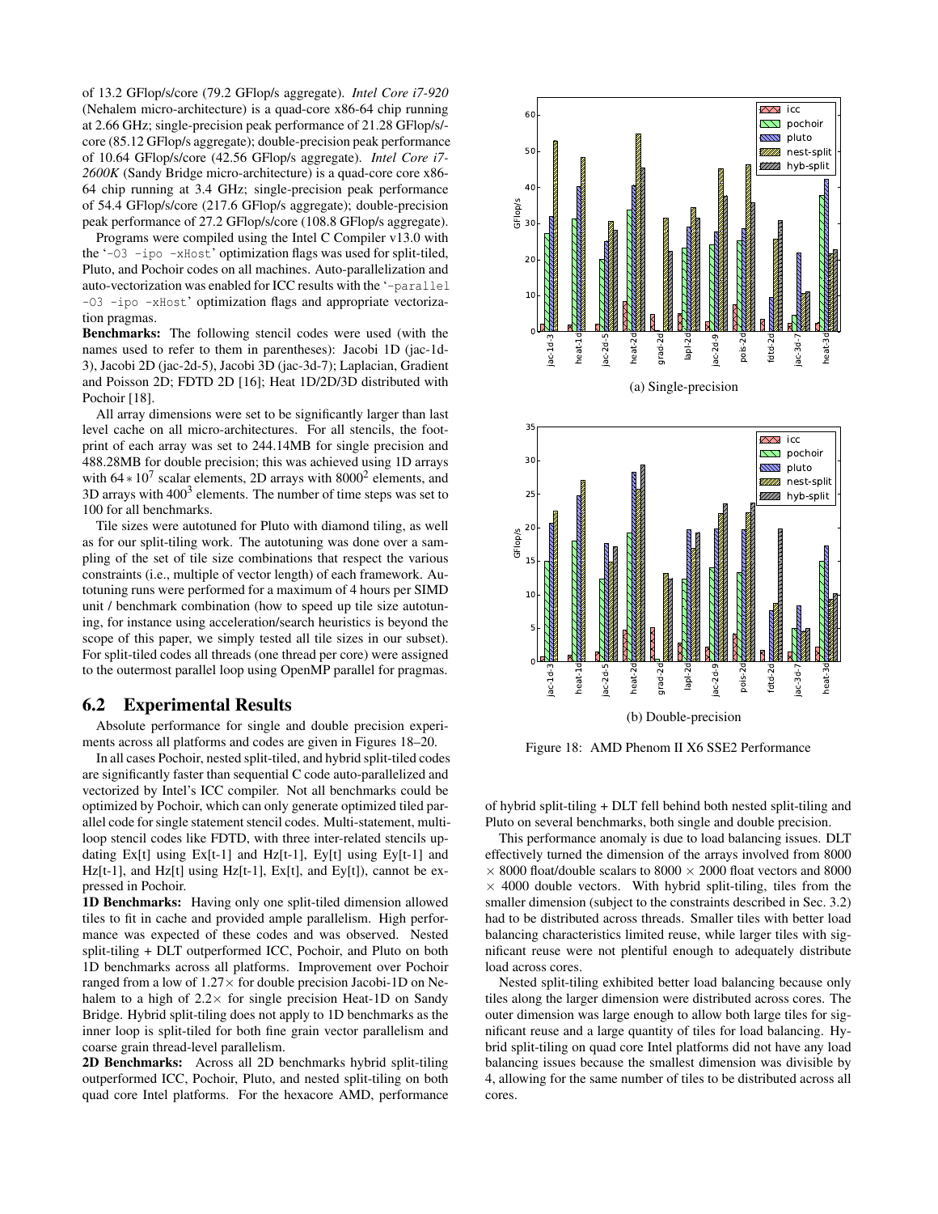of 13.2 GFlop/s/core (79.2 GFlop/s aggregate). *Intel Core i7-920* (Nehalem micro-architecture) is a quad-core x86-64 chip running at 2.66 GHz; single-precision peak performance of 21.28 GFlop/s/core (85.12 GFlop/s aggregate); double-precision peak performance of 10.64 GFlop/s/core (42.56 GFlop/s aggregate). *Intel Core i7-2600K* (Sandy Bridge micro-architecture) is a quad-core core x86-64 chip running at 3.4 GHz; single-precision peak performance of 54.4 GFlop/s/core (217.6 GFlop/s aggregate); double-precision peak performance of 27.2 GFlop/s/core (108.8 GFlop/s aggregate).

Programs were compiled using the Intel C Compiler v13.0 with the '`-O3 -ipo -xHost`' optimization flags was used for split-tiled, Pluto, and Pochoir codes on all machines. Auto-parallelization and auto-vectorization was enabled for ICC results with the '`-parallel -O3 -ipo -xHost`' optimization flags and appropriate vectorization pragmas.

**Benchmarks:** The following stencil codes were used (with the names used to refer to them in parentheses): Jacobi 1D (jac-1d-3), Jacobi 2D (jac-2d-5), Jacobi 3D (jac-3d-7); Laplacian, Gradient and Poisson 2D; FDTD 2D [16]; Heat 1D/2D/3D distributed with Pochoir [18].

All array dimensions were set to be significantly larger than last level cache on all micro-architectures. For all stencils, the footprint of each array was set to 244.14MB for single precision and 488.28MB for double precision; this was achieved using 1D arrays with $64 * 10^7$ scalar elements, 2D arrays with $8000^2$ elements, and 3D arrays with $400^3$ elements. The number of time steps was set to 100 for all benchmarks.

Tile sizes were autotuned for Pluto with diamond tiling, as well as for our split-tiling work. The autotuning was done over a sampling of the set of tile size combinations that respect the various constraints (i.e., multiple of vector length) of each framework. Autotuning runs were performed for a maximum of 4 hours per SIMD unit / benchmark combination (how to speed up tile size autotuning, for instance using acceleration/search heuristics is beyond the scope of this paper, we simply tested all tile sizes in our subset). For split-tiled codes all threads (one thread per core) were assigned to the outermost parallel loop using OpenMP parallel for pragmas.

## 6.2 Experimental Results

Absolute performance for single and double precision experiments across all platforms and codes are given in Figures 18–20.

In all cases Pochoir, nested split-tiled, and hybrid split-tiled codes are significantly faster than sequential C code auto-parallelized and vectorized by Intel's ICC compiler. Not all benchmarks could be optimized by Pochoir, which can only generate optimized tiled parallel code for single statement stencil codes. Multi-statement, multi-loop stencil codes like FDTD, with three inter-related stencils updating Ex[t] using Ex[t-1] and Hz[t-1], Ey[t] using Ey[t-1] and Hz[t-1], and Hz[t] using Hz[t-1], Ex[t], and Ey[t]), cannot be expressed in Pochoir.

**1D Benchmarks:** Having only one split-tiled dimension allowed tiles to fit in cache and provided ample parallelism. High performance was expected of these codes and was observed. Nested split-tiling + DLT outperformed ICC, Pochoir, and Pluto on both 1D benchmarks across all platforms. Improvement over Pochoir ranged from a low of 1.27× for double precision Jacobi-1D on Nehalem to a high of 2.2× for single precision Heat-1D on Sandy Bridge. Hybrid split-tiling does not apply to 1D benchmarks as the inner loop is split-tiled for both fine grain vector parallelism and coarse grain thread-level parallelism.

**2D Benchmarks:** Across all 2D benchmarks hybrid split-tiling outperformed ICC, Pochoir, Pluto, and nested split-tiling on both quad core Intel platforms. For the hexacore AMD, performance of hybrid split-tiling + DLT fell behind both nested split-tiling and Pluto on several benchmarks, both single and double precision.

This performance anomaly is due to load balancing issues. DLT effectively turned the dimension of the arrays involved from 8000 × 8000 float/double scalars to 8000 × 2000 float vectors and 8000 × 4000 double vectors. With hybrid split-tiling, tiles from the smaller dimension (subject to the constraints described in Sec. 3.2) had to be distributed across threads. Smaller tiles with better load balancing characteristics limited reuse, while larger tiles with significant reuse were not plentiful enough to adequately distribute load across cores.

Nested split-tiling exhibited better load balancing because only tiles along the larger dimension were distributed across cores. The outer dimension was large enough to allow both large tiles for significant reuse and a large quantity of tiles for load balancing. Hybrid split-tiling on quad core Intel platforms did not have any load balancing issues because the smallest dimension was divisible by 4, allowing for the same number of tiles to be distributed across all cores.

(a) Single-precision

(b) Double-precision

Figure 18: AMD Phenom II X6 SSE2 Performance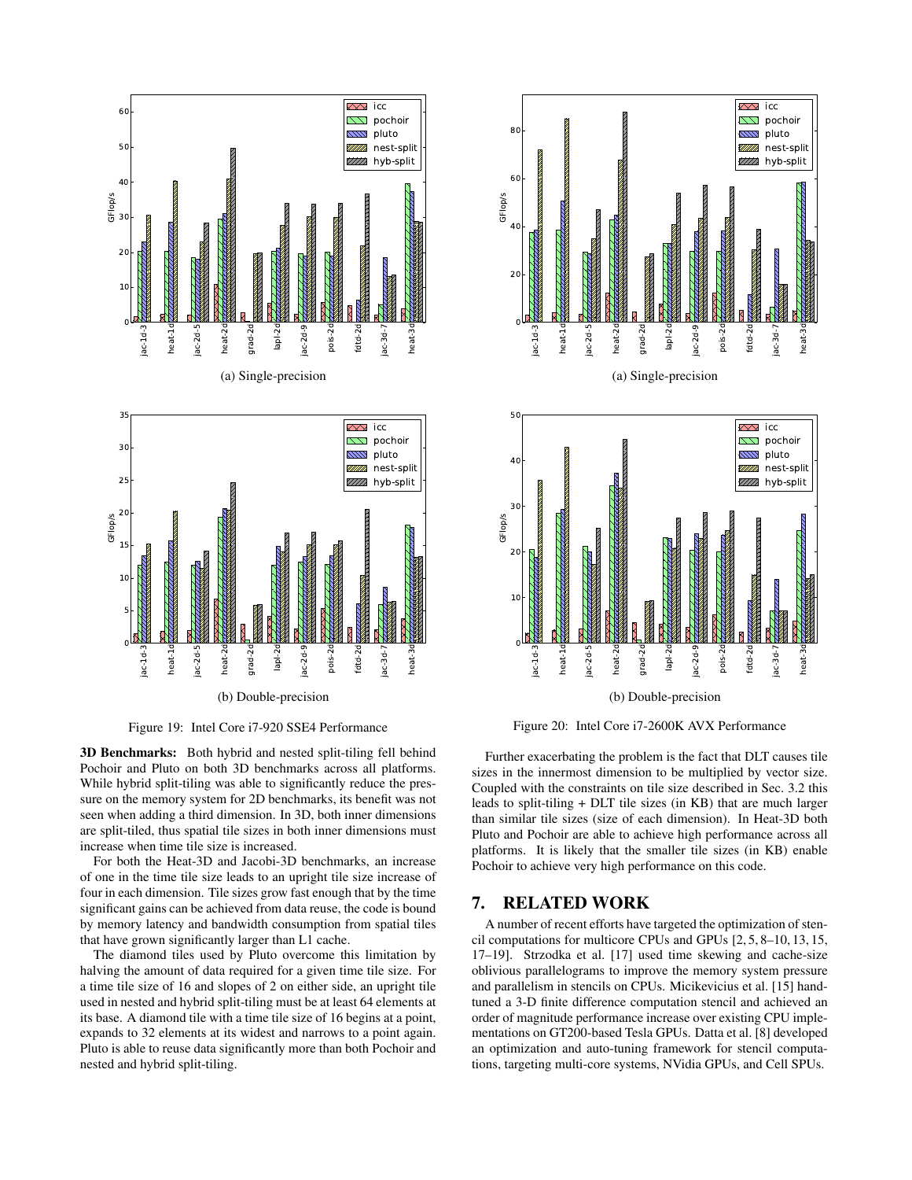(a) Single-precision

(b) Double-precision

Figure 19: Intel Core i7-920 SSE4 Performance

(a) Single-precision

(b) Double-precision

Figure 20: Intel Core i7-2600K AVX Performance

**3D Benchmarks:** Both hybrid and nested split-tiling fell behind Pochoir and Pluto on both 3D benchmarks across all platforms. While hybrid split-tiling was able to significantly reduce the pressure on the memory system for 2D benchmarks, its benefit was not seen when adding a third dimension. In 3D, both inner dimensions are split-tiled, thus spatial tile sizes in both inner dimensions must increase when time tile size is increased.

For both the Heat-3D and Jacobi-3D benchmarks, an increase of one in the time tile size leads to an upright tile size increase of four in each dimension. Tile sizes grow fast enough that by the time significant gains can be achieved from data reuse, the code is bound by memory latency and bandwidth consumption from spatial tiles that have grown significantly larger than L1 cache.

The diamond tiles used by Pluto overcome this limitation by halving the amount of data required for a given time tile size. For a time tile size of 16 and slopes of 2 on either side, an upright tile used in nested and hybrid split-tiling must be at least 64 elements at its base. A diamond tile with a time tile size of 16 begins at a point, expands to 32 elements at its widest and narrows to a point again. Pluto is able to reuse data significantly more than both Pochoir and nested and hybrid split-tiling.

Further exacerbating the problem is the fact that DLT causes tile sizes in the innermost dimension to be multiplied by vector size. Coupled with the constraints on tile size described in Sec. 3.2 this leads to split-tiling + DLT tile sizes (in KB) that are much larger than similar tile sizes (size of each dimension). In Heat-3D both Pluto and Pochoir are able to achieve high performance across all platforms. It is likely that the smaller tile sizes (in KB) enable Pochoir to achieve very high performance on this code.

## 7. RELATED WORK

A number of recent efforts have targeted the optimization of stencil computations for multicore CPUs and GPUs [2, 5, 8–10, 13, 15, 17–19]. Strzodka et al. [17] used time skewing and cache-size oblivious parallelograms to improve the memory system pressure and parallelism in stencils on CPUs. Micikevicius et al. [15] hand-tuned a 3-D finite difference computation stencil and achieved an order of magnitude performance increase over existing CPU implementations on GT200-based Tesla GPUs. Datta et al. [8] developed an optimization and auto-tuning framework for stencil computations, targeting multi-core systems, NVidia GPUs, and Cell SPUs.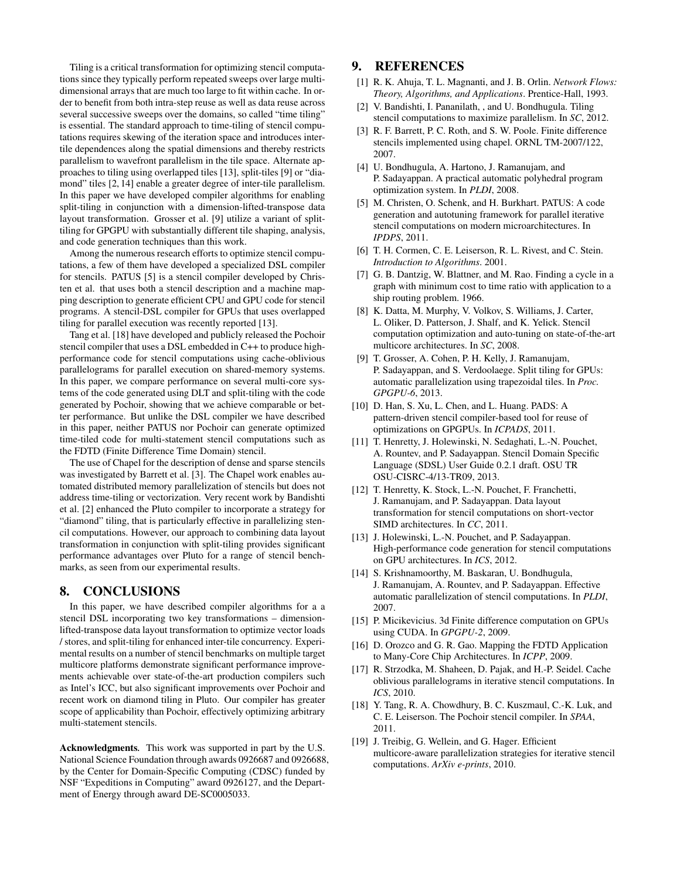Tiling is a critical transformation for optimizing stencil computations since they typically perform repeated sweeps over large multi-dimensional arrays that are much too large to fit within cache. In order to benefit from both intra-step reuse as well as data reuse across several successive sweeps over the domains, so called "time tiling" is essential. The standard approach to time-tiling of stencil computations requires skewing of the iteration space and introduces inter-tile dependences along the spatial dimensions and thereby restricts parallelism to wavefront parallelism in the tile space. Alternate approaches to tiling using overlapped tiles [13], split-tiles [9] or "diamond" tiles [2, 14] enable a greater degree of inter-tile parallelism. In this paper we have developed compiler algorithms for enabling split-tiling in conjunction with a dimension-lifted-transpose data layout transformation. Grosser et al. [9] utilize a variant of split-tiling for GPGPU with substantially different tile shaping, analysis, and code generation techniques than this work.

Among the numerous research efforts to optimize stencil computations, a few of them have developed a specialized DSL compiler for stencils. PATUS [5] is a stencil compiler developed by Christen et al. that uses both a stencil description and a machine mapping description to generate efficient CPU and GPU code for stencil programs. A stencil-DSL compiler for GPUs that uses overlapped tiling for parallel execution was recently reported [13].

Tang et al. [18] have developed and publicly released the Pochoir stencil compiler that uses a DSL embedded in C++ to produce high-performance code for stencil computations using cache-oblivious parallelograms for parallel execution on shared-memory systems. In this paper, we compare performance on several multi-core systems of the code generated using DLT and split-tiling with the code generated by Pochoir, showing that we achieve comparable or better performance. But unlike the DSL compiler we have described in this paper, neither PATUS nor Pochoir can generate optimized time-tiled code for multi-statement stencil computations such as the FDTD (Finite Difference Time Domain) stencil.

The use of Chapel for the description of dense and sparse stencils was investigated by Barrett et al. [3]. The Chapel work enables automated distributed memory parallelization of stencils but does not address time-tiling or vectorization. Very recent work by Bandishti et al. [2] enhanced the Pluto compiler to incorporate a strategy for "diamond" tiling, that is particularly effective in parallelizing stencil computations. However, our approach to combining data layout transformation in conjunction with split-tiling provides significant performance advantages over Pluto for a range of stencil benchmarks, as seen from our experimental results.

# 8. CONCLUSIONS

In this paper, we have described compiler algorithms for a a stencil DSL incorporating two key transformations – dimension-lifted-transpose data layout transformation to optimize vector loads / stores, and split-tiling for enhanced inter-tile concurrency. Experimental results on a number of stencil benchmarks on multiple target multicore platforms demonstrate significant performance improvements achievable over state-of-the-art production compilers such as Intel's ICC, but also significant improvements over Pochoir and recent work on diamond tiling in Pluto. Our compiler has greater scope of applicability than Pochoir, effectively optimizing arbitrary multi-statement stencils.

**Acknowledgments.** This work was supported in part by the U.S. National Science Foundation through awards 0926687 and 0926688, by the Center for Domain-Specific Computing (CDSC) funded by NSF "Expeditions in Computing" award 0926127, and the Department of Energy through award DE-SC0005033.

# 9. REFERENCES

[1] R. K. Ahuja, T. L. Magnanti, and J. B. Orlin. *Network Flows: Theory, Algorithms, and Applications*. Prentice-Hall, 1993.

[2] V. Bandishti, I. Pananilath, , and U. Bondhugula. Tiling stencil computations to maximize parallelism. In *SC*, 2012.

[3] R. F. Barrett, P. C. Roth, and S. W. Poole. Finite difference stencils implemented using chapel. ORNL TM-2007/122, 2007.

[4] U. Bondhugula, A. Hartono, J. Ramanujam, and P. Sadayappan. A practical automatic polyhedral program optimization system. In *PLDI*, 2008.

[5] M. Christen, O. Schenk, and H. Burkhart. PATUS: A code generation and autotuning framework for parallel iterative stencil computations on modern microarchitectures. In *IPDPS*, 2011.

[6] T. H. Cormen, C. E. Leiserson, R. L. Rivest, and C. Stein. *Introduction to Algorithms*. 2001.

[7] G. B. Dantzig, W. Blattner, and M. Rao. Finding a cycle in a graph with minimum cost to time ratio with application to a ship routing problem. 1966.

[8] K. Datta, M. Murphy, V. Volkov, S. Williams, J. Carter, L. Oliker, D. Patterson, J. Shalf, and K. Yelick. Stencil computation optimization and auto-tuning on state-of-the-art multicore architectures. In *SC*, 2008.

[9] T. Grosser, A. Cohen, P. H. Kelly, J. Ramanujam, P. Sadayappan, and S. Verdoolaege. Split tiling for GPUs: automatic parallelization using trapezoidal tiles. In *Proc. GPGPU-6*, 2013.

[10] D. Han, S. Xu, L. Chen, and L. Huang. PADS: A pattern-driven stencil compiler-based tool for reuse of optimizations on GPGPUs. In *ICPADS*, 2011.

[11] T. Henretty, J. Holewinski, N. Sedaghati, L.-N. Pouchet, A. Rountev, and P. Sadayappan. Stencil Domain Specific Language (SDSL) User Guide 0.2.1 draft. OSU TR OSU-CISRC-4/13-TR09, 2013.

[12] T. Henretty, K. Stock, L.-N. Pouchet, F. Franchetti, J. Ramanujam, and P. Sadayappan. Data layout transformation for stencil computations on short-vector SIMD architectures. In *CC*, 2011.

[13] J. Holewinski, L.-N. Pouchet, and P. Sadayappan. High-performance code generation for stencil computations on GPU architectures. In *ICS*, 2012.

[14] S. Krishnamoorthy, M. Baskaran, U. Bondhugula, J. Ramanujam, A. Rountev, and P. Sadayappan. Effective automatic parallelization of stencil computations. In *PLDI*, 2007.

[15] P. Micikevicius. 3d Finite difference computation on GPUs using CUDA. In *GPGPU-2*, 2009.

[16] D. Orozco and G. R. Gao. Mapping the FDTD Application to Many-Core Chip Architectures. In *ICPP*, 2009.

[17] R. Strzodka, M. Shaheen, D. Pajak, and H.-P. Seidel. Cache oblivious parallelograms in iterative stencil computations. In *ICS*, 2010.

[18] Y. Tang, R. A. Chowdhury, B. C. Kuszmaul, C.-K. Luk, and C. E. Leiserson. The Pochoir stencil compiler. In *SPAA*, 2011.

[19] J. Treibig, G. Wellein, and G. Hager. Efficient multicore-aware parallelization strategies for iterative stencil computations. *ArXiv e-prints*, 2010.